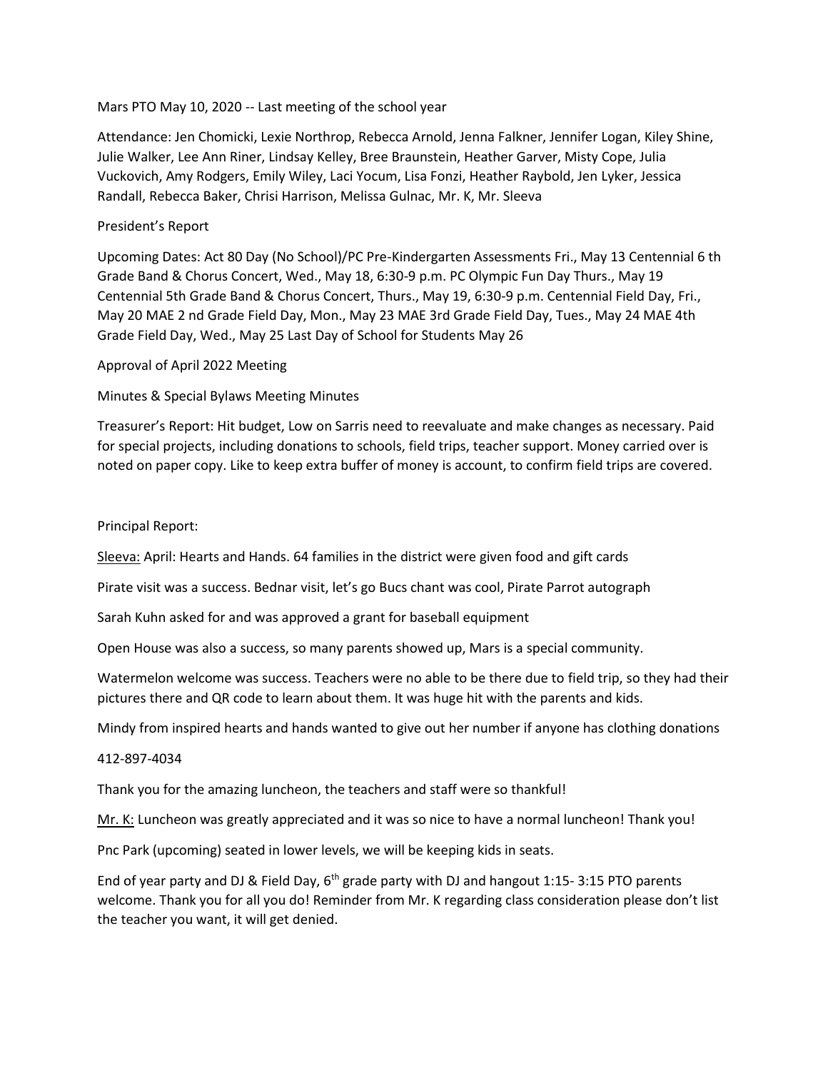Mars PTO May 10, 2020 -- Last meeting of the school year

Attendance: Jen Chomicki, Lexie Northrop, Rebecca Arnold, Jenna Falkner, Jennifer Logan, Kiley Shine, Julie Walker, Lee Ann Riner, Lindsay Kelley, Bree Braunstein, Heather Garver, Misty Cope, Julia Vuckovich, Amy Rodgers, Emily Wiley, Laci Yocum, Lisa Fonzi, Heather Raybold, Jen Lyker, Jessica Randall, Rebecca Baker, Chrisi Harrison, Melissa Gulnac, Mr. K, Mr. Sleeva

President's Report

Upcoming Dates: Act 80 Day (No School)/PC Pre-Kindergarten Assessments Fri., May 13 Centennial 6 th Grade Band & Chorus Concert, Wed., May 18, 6:30-9 p.m. PC Olympic Fun Day Thurs., May 19 Centennial 5th Grade Band & Chorus Concert, Thurs., May 19, 6:30-9 p.m. Centennial Field Day, Fri., May 20 MAE 2 nd Grade Field Day, Mon., May 23 MAE 3rd Grade Field Day, Tues., May 24 MAE 4th Grade Field Day, Wed., May 25 Last Day of School for Students May 26

Approval of April 2022 Meeting

Minutes & Special Bylaws Meeting Minutes

Treasurer's Report: Hit budget, Low on Sarris need to reevaluate and make changes as necessary. Paid for special projects, including donations to schools, field trips, teacher support. Money carried over is noted on paper copy. Like to keep extra buffer of money is account, to confirm field trips are covered.

Principal Report:

<u>Sleeva:</u> April: Hearts and Hands. 64 families in the district were given food and gift cards

Pirate visit was a success. Bednar visit, let's go Bucs chant was cool, Pirate Parrot autograph

Sarah Kuhn asked for and was approved a grant for baseball equipment

Open House was also a success, so many parents showed up, Mars is a special community.

Watermelon welcome was success. Teachers were no able to be there due to field trip, so they had their pictures there and QR code to learn about them. It was huge hit with the parents and kids.

Mindy from inspired hearts and hands wanted to give out her number if anyone has clothing donations

412-897-4034

Thank you for the amazing luncheon, the teachers and staff were so thankful!

<u>Mr. K:</u> Luncheon was greatly appreciated and it was so nice to have a normal luncheon! Thank you!

Pnc Park (upcoming) seated in lower levels, we will be keeping kids in seats.

End of year party and DJ & Field Day, 6th grade party with DJ and hangout 1:15- 3:15 PTO parents welcome. Thank you for all you do! Reminder from Mr. K regarding class consideration please don't list the teacher you want, it will get denied.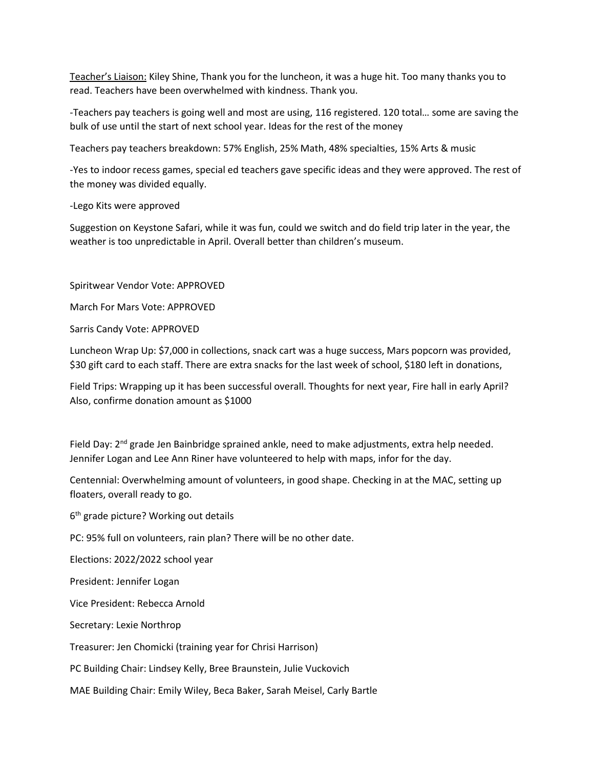Teacher's Liaison: Kiley Shine, Thank you for the luncheon, it was a huge hit. Too many thanks you to read. Teachers have been overwhelmed with kindness. Thank you.

-Teachers pay teachers is going well and most are using, 116 registered. 120 total… some are saving the bulk of use until the start of next school year. Ideas for the rest of the money

Teachers pay teachers breakdown: 57% English, 25% Math, 48% specialties, 15% Arts & music

-Yes to indoor recess games, special ed teachers gave specific ideas and they were approved. The rest of the money was divided equally.

-Lego Kits were approved

Suggestion on Keystone Safari, while it was fun, could we switch and do field trip later in the year, the weather is too unpredictable in April. Overall better than children's museum.

Spiritwear Vendor Vote: APPROVED

March For Mars Vote: APPROVED

Sarris Candy Vote: APPROVED

Luncheon Wrap Up: $7,000 in collections, snack cart was a huge success, Mars popcorn was provided, $30 gift card to each staff. There are extra snacks for the last week of school, $180 left in donations,

Field Trips: Wrapping up it has been successful overall. Thoughts for next year, Fire hall in early April? Also, confirme donation amount as $1000

Field Day: 2nd grade Jen Bainbridge sprained ankle, need to make adjustments, extra help needed. Jennifer Logan and Lee Ann Riner have volunteered to help with maps, infor for the day.

Centennial: Overwhelming amount of volunteers, in good shape. Checking in at the MAC, setting up floaters, overall ready to go.

6th grade picture? Working out details

PC: 95% full on volunteers, rain plan? There will be no other date.

Elections: 2022/2022 school year

President: Jennifer Logan

Vice President: Rebecca Arnold

Secretary: Lexie Northrop

Treasurer: Jen Chomicki (training year for Chrisi Harrison)

PC Building Chair: Lindsey Kelly, Bree Braunstein, Julie Vuckovich

MAE Building Chair: Emily Wiley, Beca Baker, Sarah Meisel, Carly Bartle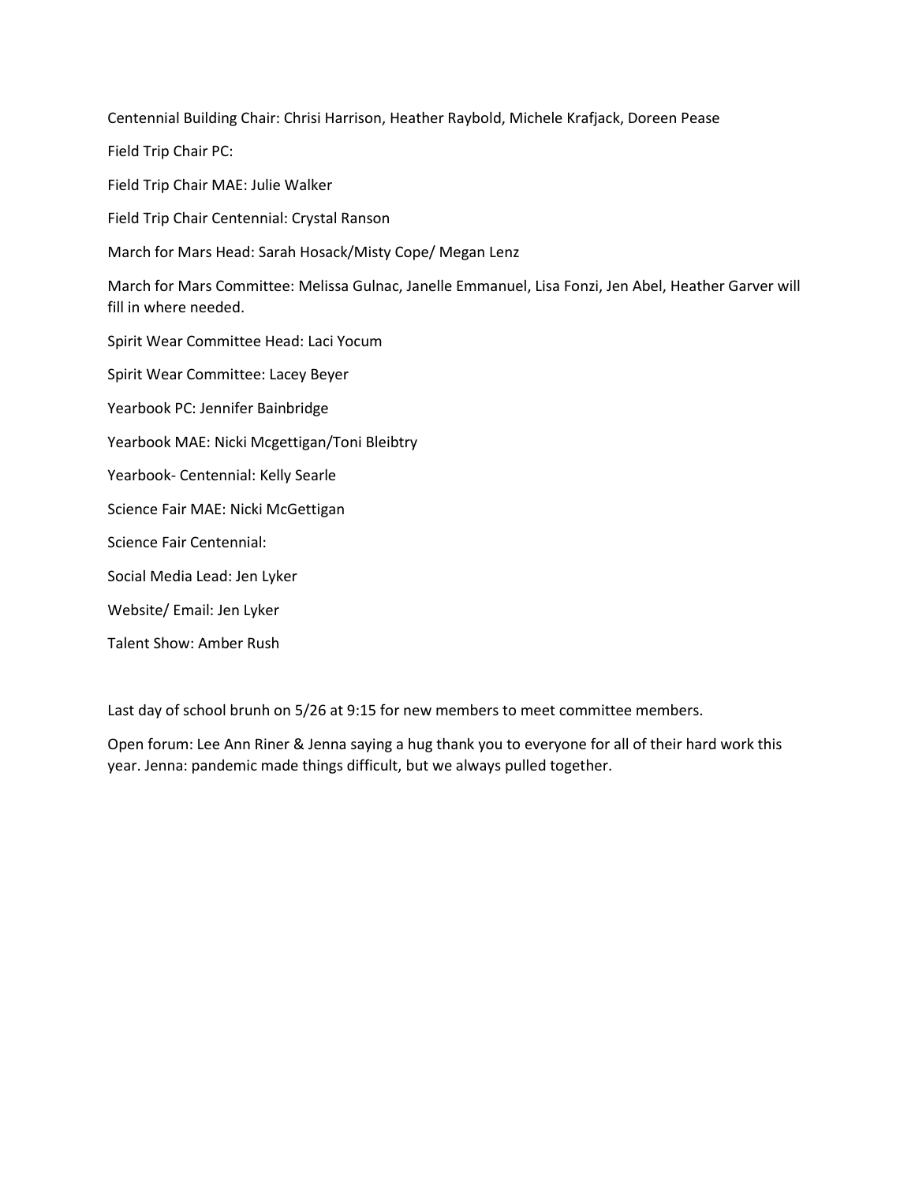Centennial Building Chair: Chrisi Harrison, Heather Raybold, Michele Krafjack, Doreen Pease

Field Trip Chair PC:

Field Trip Chair MAE: Julie Walker

Field Trip Chair Centennial: Crystal Ranson

March for Mars Head: Sarah Hosack/Misty Cope/ Megan Lenz

March for Mars Committee: Melissa Gulnac, Janelle Emmanuel, Lisa Fonzi, Jen Abel, Heather Garver will fill in where needed.

Spirit Wear Committee Head: Laci Yocum

Spirit Wear Committee: Lacey Beyer

Yearbook PC: Jennifer Bainbridge

Yearbook MAE: Nicki Mcgettigan/Toni Bleibtry

Yearbook- Centennial: Kelly Searle

Science Fair MAE: Nicki McGettigan

Science Fair Centennial:

Social Media Lead: Jen Lyker

Website/ Email: Jen Lyker

Talent Show: Amber Rush

Last day of school brunh on 5/26 at 9:15 for new members to meet committee members.

Open forum: Lee Ann Riner & Jenna saying a hug thank you to everyone for all of their hard work this year. Jenna: pandemic made things difficult, but we always pulled together.